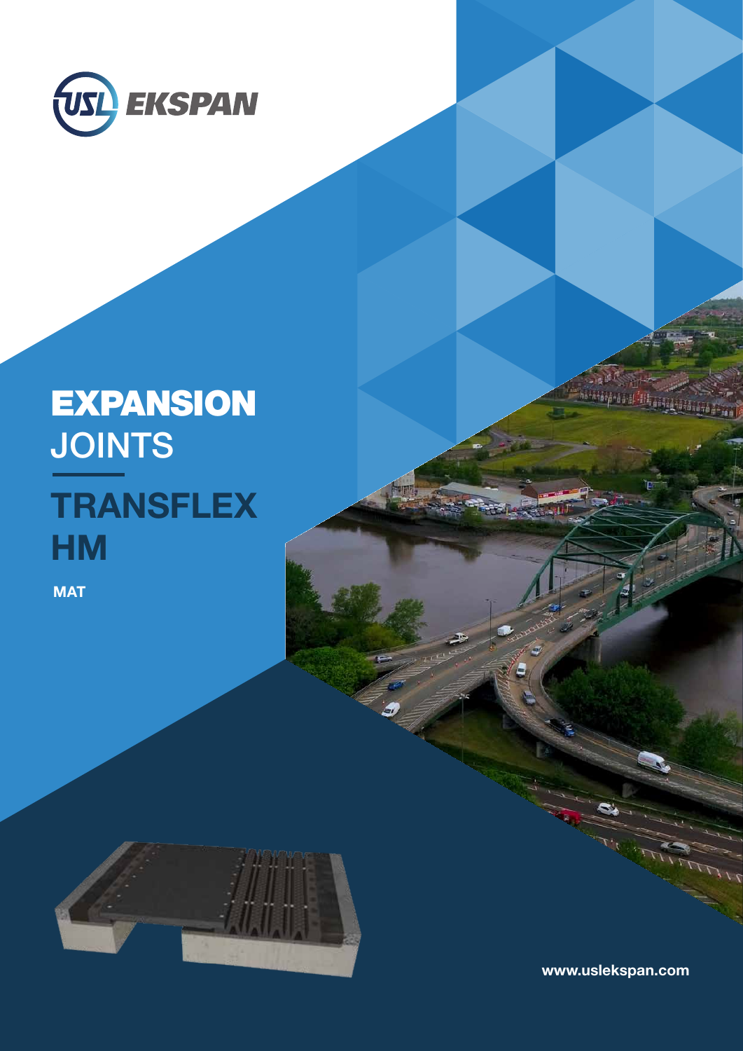USL EKSPAN

# EXPANSION JOINTS

## TRANSFLEX HM

MAT

www.uslekspan.com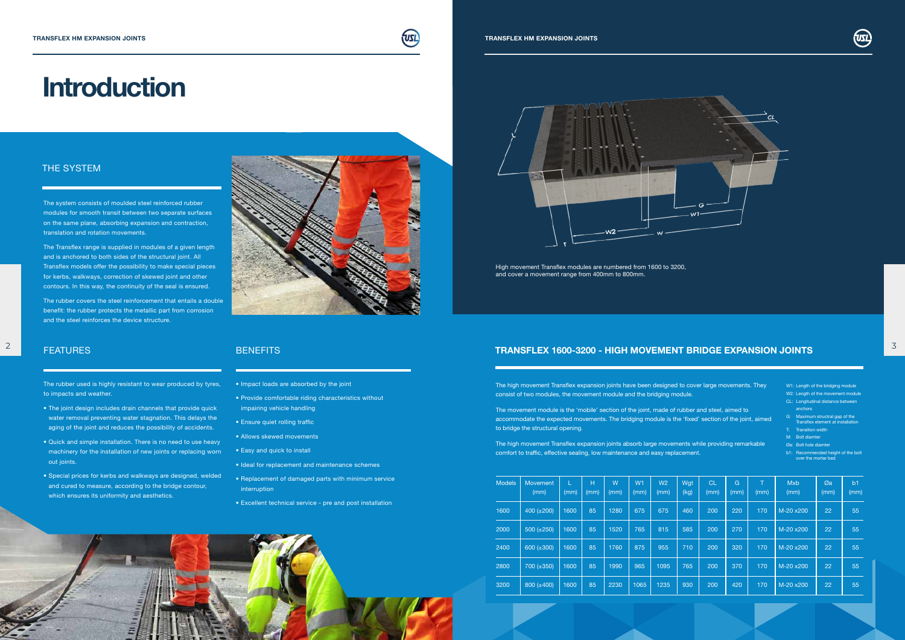# Introduction

## THE SYSTEM

The system consists of moulded steel reinforced rubber modules for smooth transit between two separate surfaces on the same plane, absorbing expansion and contraction, translation and rotation movements.

The Transflex range is supplied in modules of a given length and is anchored to both sides of the structural joint. All Transflex models offer the possibility to make special pieces for kerbs, walkways, correction of skewed joint and other contours. In this way, the continuity of the seal is ensured.

The rubber covers the steel reinforcement that entails a double benefit: the rubber protects the metallic part from corrosion and the steel reinforces the device structure.

## FEATURES

The rubber used is highly resistant to wear produced by tyres, to impacts and weather.

- The joint design includes drain channels that provide quick water removal preventing water stagnation. This delays the aging of the joint and reduces the possibility of accidents.
- Quick and simple installation. There is no need to use heavy machinery for the installation of new joints or replacing worn out joints.
- Special prices for kerbs and walkways are designed, welded and cured to measure, according to the bridge contour, which ensures its uniformity and aesthetics.

## BENEFITS

- Impact loads are absorbed by the joint
- Provide comfortable riding characteristics without impairing vehicle handling
- Ensure quiet rolling traffic
- Allows skewed movements
- Easy and quick to install
- Ideal for replacement and maintenance schemes
- Replacement of damaged parts with minimum service interruption
- Excellent technical service - pre and post installation

High movement Transflex modules are numbered from 1600 to 3200, and cover a movement range from 400mm to 800mm.

## TRANSFLEX 1600-3200 - HIGH MOVEMENT BRIDGE EXPANSION JOINTS

The high movement Transflex expansion joints have been designed to cover large movements. They consist of two modules, the movement module and the bridging module.

The movement module is the 'mobile' section of the joint, made of rubber and steel, aimed to accommodate the expected movements. The bridging module is the 'fixed' section of the joint, aimed to bridge the structural opening.

The high movement Transflex expansion joints absorb large movements while providing remarkable comfort to traffic, effective sealing, low maintenance and easy replacement.

- W1: Length of the bridging module
- W2: Length of the movement module
- CL: Longitudinal distance between anchors
- G: Maximum structural gap of the Transflex element at installation
- T: Transition width
- M: Bolt diamter
- Øa: Bolt hole diamter
- b1: Recommended height of the bolt over the mortar bed

| Models | Movement (mm) | L (mm) | H (mm) | W (mm) | W1 (mm) | W2 (mm) | Wgt (kg) | CL (mm) | G (mm) | T (mm) | Mxb (mm) | Øa (mm) | b1 (mm) |
|---|---|---|---|---|---|---|---|---|---|---|---|---|---|
| 1600 | 400 (±200) | 1600 | 85 | 1280 | 675 | 675 | 460 | 200 | 220 | 170 | M-20 x200 | 22 | 55 |
| 2000 | 500 (±250) | 1600 | 85 | 1520 | 765 | 815 | 585 | 200 | 270 | 170 | M-20 x200 | 22 | 55 |
| 2400 | 600 (±300) | 1600 | 85 | 1760 | 875 | 955 | 710 | 200 | 320 | 170 | M-20 x200 | 22 | 55 |
| 2800 | 700 (±350) | 1600 | 85 | 1990 | 965 | 1095 | 765 | 200 | 370 | 170 | M-20 x200 | 22 | 55 |
| 3200 | 800 (±400) | 1600 | 85 | 2230 | 1065 | 1235 | 930 | 200 | 420 | 170 | M-20 x200 | 22 | 55 |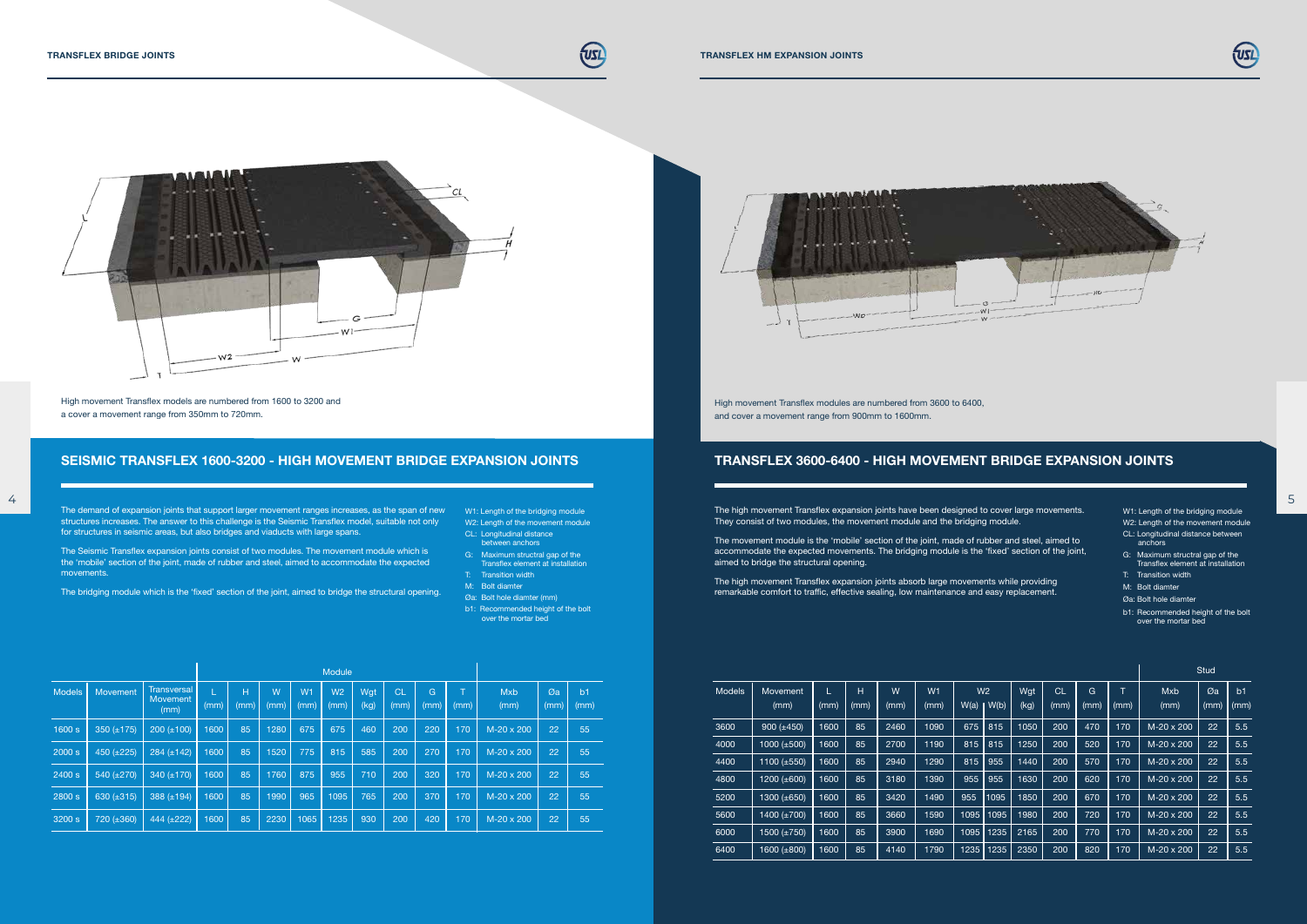## TRANSFLEX BRIDGE JOINTS

High movement Transflex models are numbered from 1600 to 3200 and a cover a movement range from 350mm to 720mm.

## SEISMIC TRANSFLEX 1600-3200 - HIGH MOVEMENT BRIDGE EXPANSION JOINTS

The demand of expansion joints that support larger movement ranges increases, as the span of new structures increases. The answer to this challenge is the Seismic Transflex model, suitable not only for structures in seismic areas, but also bridges and viaducts with large spans.

The Seismic Transflex expansion joints consist of two modules. The movement module which is the 'mobile' section of the joint, made of rubber and steel, aimed to accommodate the expected movements.

The bridging module which is the 'fixed' section of the joint, aimed to bridge the structural opening.

- W1: Length of the bridging module
- W2: Length of the movement module
- CL: Longitudinal distance between anchors
- G: Maximum structral gap of the Transflex element at installation
- T: Transition width
- M: Bolt diamter
- Øa: Bolt hole diamter (mm)
- b1: Recommended height of the bolt over the mortar bed

| | | | Module | | | | | | | | | | | |
|---|---|---|---|---|---|---|---|---|---|---|---|---|---|---|
| Models | Movement | Transversal Movement (mm) | L (mm) | H (mm) | W (mm) | W1 (mm) | W2 (mm) | Wgt (kg) | CL (mm) | G (mm) | T (mm) | Mxb (mm) | Øa (mm) | b1 (mm) |
| 1600 s | 350 (±175) | 200 (±100) | 1600 | 85 | 1280 | 675 | 675 | 460 | 200 | 220 | 170 | M-20 x 200 | 22 | 55 |
| 2000 s | 450 (±225) | 284 (±142) | 1600 | 85 | 1520 | 775 | 815 | 585 | 200 | 270 | 170 | M-20 x 200 | 22 | 55 |
| 2400 s | 540 (±270) | 340 (±170) | 1600 | 85 | 1760 | 875 | 955 | 710 | 200 | 320 | 170 | M-20 x 200 | 22 | 55 |
| 2800 s | 630 (±315) | 388 (±194) | 1600 | 85 | 1990 | 965 | 1095 | 765 | 200 | 370 | 170 | M-20 x 200 | 22 | 55 |
| 3200 s | 720 (±360) | 444 (±222) | 1600 | 85 | 2230 | 1065 | 1235 | 930 | 200 | 420 | 170 | M-20 x 200 | 22 | 55 |

## TRANSFLEX HM EXPANSION JOINTS

High movement Transflex modules are numbered from 3600 to 6400, and cover a movement range from 900mm to 1600mm.

## TRANSFLEX 3600-6400 - HIGH MOVEMENT BRIDGE EXPANSION JOINTS

The high movement Transflex expansion joints have been designed to cover large movements. They consist of two modules, the movement module and the bridging module.

The movement module is the 'mobile' section of the joint, made of rubber and steel, aimed to accommodate the expected movements. The bridging module is the 'fixed' section of the joint, aimed to bridge the structural opening.

The high movement Transflex expansion joints absorb large movements while providing remarkable comfort to traffic, effective sealing, low maintenance and easy replacement.

- W1: Length of the bridging module
- W2: Length of the movement module
- CL: Longitudinal distance between anchors
- G: Maximum structral gap of the Transflex element at installation
- T: Transition width
- M: Bolt diamter
- Øa: Bolt hole diamter
- b1: Recommended height of the bolt over the mortar bed

| | | | | | | W2 | | | | | | Stud | | |
|---|---|---|---|---|---|---|---|---|---|---|---|---|---|---|
| Models | Movement (mm) | L (mm) | H (mm) | W (mm) | W1 (mm) | W(a) | W(b) | Wgt (kg) | CL (mm) | G (mm) | T (mm) | Mxb (mm) | Øa (mm) | b1 (mm) |
| 3600 | 900 (±450) | 1600 | 85 | 2460 | 1090 | 675 | 815 | 1050 | 200 | 470 | 170 | M-20 x 200 | 22 | 5.5 |
| 4000 | 1000 (±500) | 1600 | 85 | 2700 | 1190 | 815 | 815 | 1250 | 200 | 520 | 170 | M-20 x 200 | 22 | 5.5 |
| 4400 | 1100 (±550) | 1600 | 85 | 2940 | 1290 | 815 | 955 | 1440 | 200 | 570 | 170 | M-20 x 200 | 22 | 5.5 |
| 4800 | 1200 (±600) | 1600 | 85 | 3180 | 1390 | 955 | 955 | 1630 | 200 | 620 | 170 | M-20 x 200 | 22 | 5.5 |
| 5200 | 1300 (±650) | 1600 | 85 | 3420 | 1490 | 955 | 1095 | 1850 | 200 | 670 | 170 | M-20 x 200 | 22 | 5.5 |
| 5600 | 1400 (±700) | 1600 | 85 | 3660 | 1590 | 1095 | 1095 | 1980 | 200 | 720 | 170 | M-20 x 200 | 22 | 5.5 |
| 6000 | 1500 (±750) | 1600 | 85 | 3900 | 1690 | 1095 | 1235 | 2165 | 200 | 770 | 170 | M-20 x 200 | 22 | 5.5 |
| 6400 | 1600 (±800) | 1600 | 85 | 4140 | 1790 | 1235 | 1235 | 2350 | 200 | 820 | 170 | M-20 x 200 | 22 | 5.5 |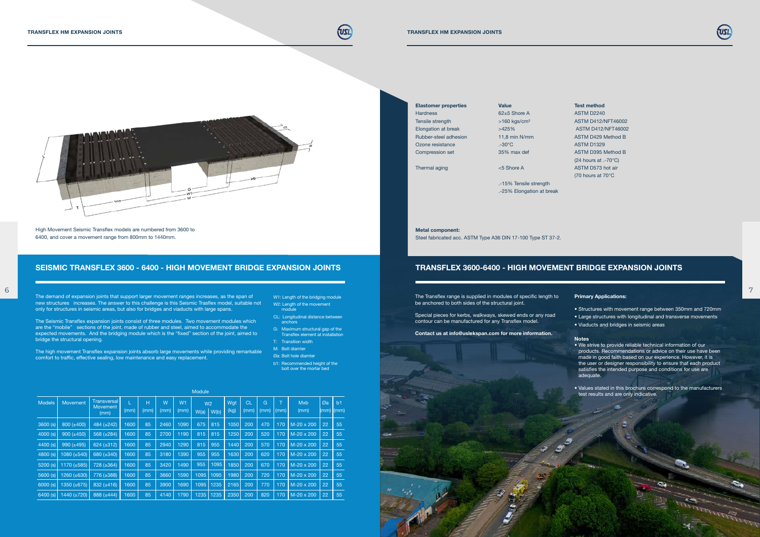High Movement Seismic Transflex models are numbered from 3600 to 6400, and cover a movement range from 800mm to 1440mm.

## SEISMIC TRANSFLEX 3600 - 6400 - HIGH MOVEMENT BRIDGE EXPANSION JOINTS

The demand of expansion joints that support larger movement ranges increases, as the span of new structures increases. The answer to this challenge is this Seismic Trasflex model, suitable not only for structures in seismic areas, but also for bridges and viaducts with large spans.

The Seismic Transflex expansion joints consist of three modules. Two movement modules which are the "mobile" sections of the joint, made of rubber and steel, aimed to accommodate the expected movements. And the bridging module which is the "fixed" section of the joint, aimed to bridge the structural opening.

The high movement Transflex expansion joints absorb large movements while providing remarkable comfort to traffic, effective sealing, low maintenance and easy replacement.

- W1: Length of the bridging module
- W2: Length of the movement module
- CL: Longitudinal distance between anchors
- G: Maximum structural gap of the Transflex element at installation
- T: Transition width
- M: Bolt diamter
- Øa: Bolt hole diamter
- b1: Recommended height of the bolt over the mortar bed

| Models | Movement | Transversal Movement (mm) | L (mm) | H (mm) | W (mm) | W1 (mm) | W2 W(a) | W2 W(b) | Wgt (kg) | CL (mm) | G (mm) | T (mm) | Mxb (mm) | Øa (mm) | b1 (mm) |
|---|---|---|---|---|---|---|---|---|---|---|---|---|---|---|---|
| 3600 (s) | 800 (±400) | 484 (±242) | 1600 | 85 | 2460 | 1090 | 675 | 815 | 1050 | 200 | 470 | 170 | M-20 x 200 | 22 | 55 |
| 4000 (s) | 900 (±450) | 568 (±284) | 1600 | 85 | 2700 | 1190 | 815 | 815 | 1250 | 200 | 520 | 170 | M-20 x 200 | 22 | 55 |
| 4400 (s) | 990 (±495) | 624 (±312) | 1600 | 85 | 2940 | 1290 | 815 | 955 | 1440 | 200 | 570 | 170 | M-20 x 200 | 22 | 55 |
| 4800 (s) | 1080 (±540) | 680 (±340) | 1600 | 85 | 3180 | 1390 | 955 | 955 | 1630 | 200 | 620 | 170 | M-20 x 200 | 22 | 55 |
| 5200 (s) | 1170 (±585) | 728 (±364) | 1600 | 85 | 3420 | 1490 | 955 | 1095 | 1850 | 200 | 670 | 170 | M-20 x 200 | 22 | 55 |
| 5600 (s) | 1260 (±630) | 776 (±388) | 1600 | 85 | 3660 | 1590 | 1095 | 1095 | 1980 | 200 | 720 | 170 | M-20 x 200 | 22 | 55 |
| 6000 (s) | 1350 (±675) | 832 (±416) | 1600 | 85 | 3900 | 1690 | 1095 | 1235 | 2165 | 200 | 770 | 170 | M-20 x 200 | 22 | 55 |
| 6400 (s) | 1440 (±720) | 888 (±444) | 1600 | 85 | 4140 | 1790 | 1235 | 1235 | 2350 | 200 | 820 | 170 | M-20 x 200 | 22 | 55 |

| Elastomer properties | Value | Test method |
|---|---|---|
| Hardness | 62±5 Shore A | ASTM D2240 |
| Tensile strength | >160 kgs/cm² | ASTM D412/NFT46002 |
| Elongation at break | >425% | ASTM D412/NFT46002 |
| Rubber-steel adhesion | 11,8 min N/mm | ASTM D429 Method B |
| Ozone resistance | .-30°C | ASTM D1329 |
| Compression set | 35% max def | ASTM D395 Method B (24 hours at .-70°C) |
| Thermal aging | <5 Shore A<br>.-15% Tensile strength<br>.-25% Elongation at break | ASTM D573 hot air (70 hours at 70°C) |

**Metal component:**
Steel fabricated acc. ASTM Type A36 DIN 17-100 Type ST 37-2.

## TRANSFLEX 3600-6400 - HIGH MOVEMENT BRIDGE EXPANSION JOINTS

The Transflex range is supplied in modules of specific length to be anchored to both sides of the structural joint.

Special pieces for kerbs, walkways, skewed ends or any road contour can be manufactured for any Transflex model.

**Contact us at info@uslekspan.com for more information.**

**Primary Applications:**

- Structures with movement range between 350mm and 720mm
- Large structures with longitudinal and transverse movements
- Viaducts and bridges in seismic areas

**Notes**

- We strive to provide reliable technical information of our products. Recommendations or advice on their use have been made in good faith based on our experience. However, it is the user or designer responsibility to ensure that each product satisfies the intended purpose and conditions for use are adequate.
- Values stated in this brochure correspond to the manufacturers test results and are only indicative.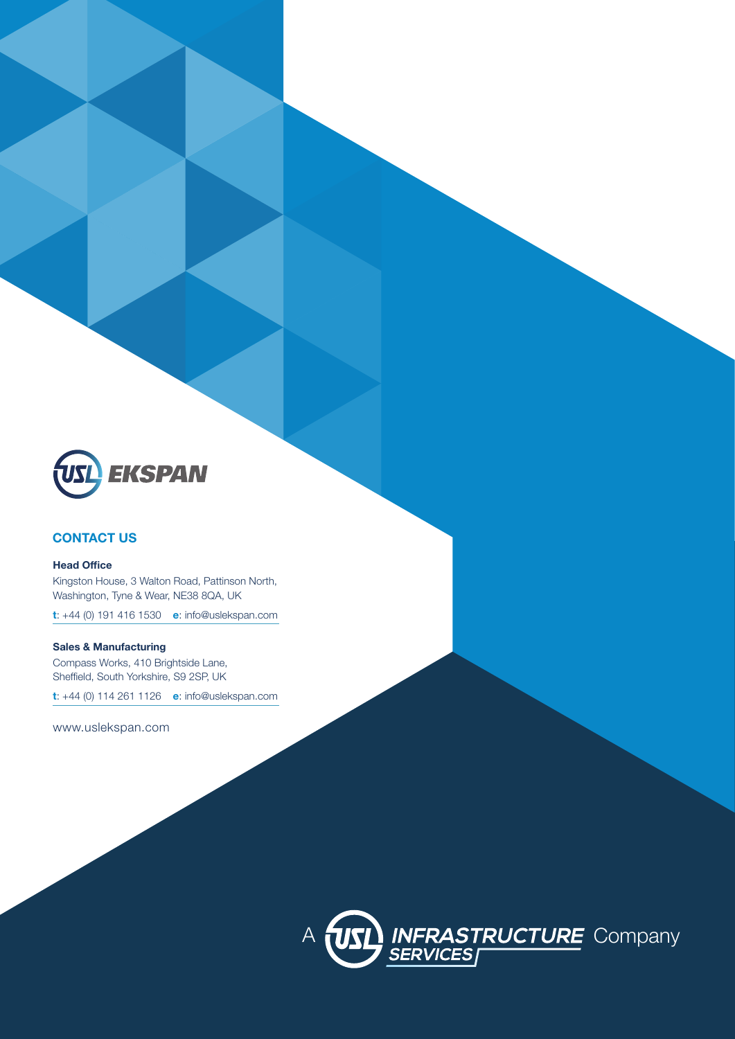USL EKSPAN

## CONTACT US

**Head Office**
Kingston House, 3 Walton Road, Pattinson North,
Washington, Tyne & Wear, NE38 8QA, UK

**t**: +44 (0) 191 416 1530 **e**: info@uslekspan.com

**Sales & Manufacturing**
Compass Works, 410 Brightside Lane,
Sheffield, South Yorkshire, S9 2SP, UK

**t**: +44 (0) 114 261 1126 **e**: info@uslekspan.com

www.uslekspan.com

A USL INFRASTRUCTURE SERVICES Company